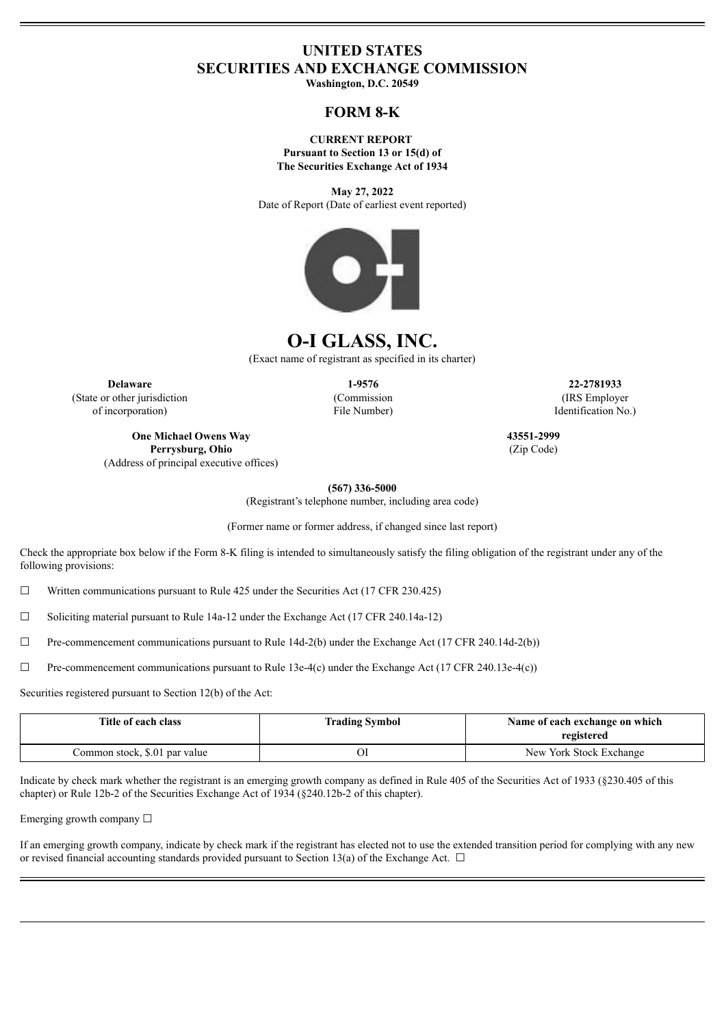# UNITED STATES
# SECURITIES AND EXCHANGE COMMISSION

**Washington, D.C. 20549**

## FORM 8-K

**CURRENT REPORT**
**Pursuant to Section 13 or 15(d) of**
**The Securities Exchange Act of 1934**

**May 27, 2022**
Date of Report (Date of earliest event reported)

# O-I GLASS, INC.

(Exact name of registrant as specified in its charter)

| **Delaware** | **1-9576** | **22-2781933** |
|---|---|---|
| (State or other jurisdiction of incorporation) | (Commission File Number) | (IRS Employer Identification No.) |

| **One Michael Owens Way Perrysburg, Ohio** | **43551-2999** |
|---|---|
| (Address of principal executive offices) | (Zip Code) |

**(567) 336-5000**
(Registrant's telephone number, including area code)

(Former name or former address, if changed since last report)

Check the appropriate box below if the Form 8-K filing is intended to simultaneously satisfy the filing obligation of the registrant under any of the following provisions:

☐ Written communications pursuant to Rule 425 under the Securities Act (17 CFR 230.425)

☐ Soliciting material pursuant to Rule 14a-12 under the Exchange Act (17 CFR 240.14a-12)

☐ Pre-commencement communications pursuant to Rule 14d-2(b) under the Exchange Act (17 CFR 240.14d-2(b))

☐ Pre-commencement communications pursuant to Rule 13e-4(c) under the Exchange Act (17 CFR 240.13e-4(c))

Securities registered pursuant to Section 12(b) of the Act:

| Title of each class | Trading Symbol | Name of each exchange on which registered |
|---|---|---|
| Common stock, $.01 par value | OI | New York Stock Exchange |

Indicate by check mark whether the registrant is an emerging growth company as defined in Rule 405 of the Securities Act of 1933 (§230.405 of this chapter) or Rule 12b-2 of the Securities Exchange Act of 1934 (§240.12b-2 of this chapter).

Emerging growth company ☐

If an emerging growth company, indicate by check mark if the registrant has elected not to use the extended transition period for complying with any new or revised financial accounting standards provided pursuant to Section 13(a) of the Exchange Act. ☐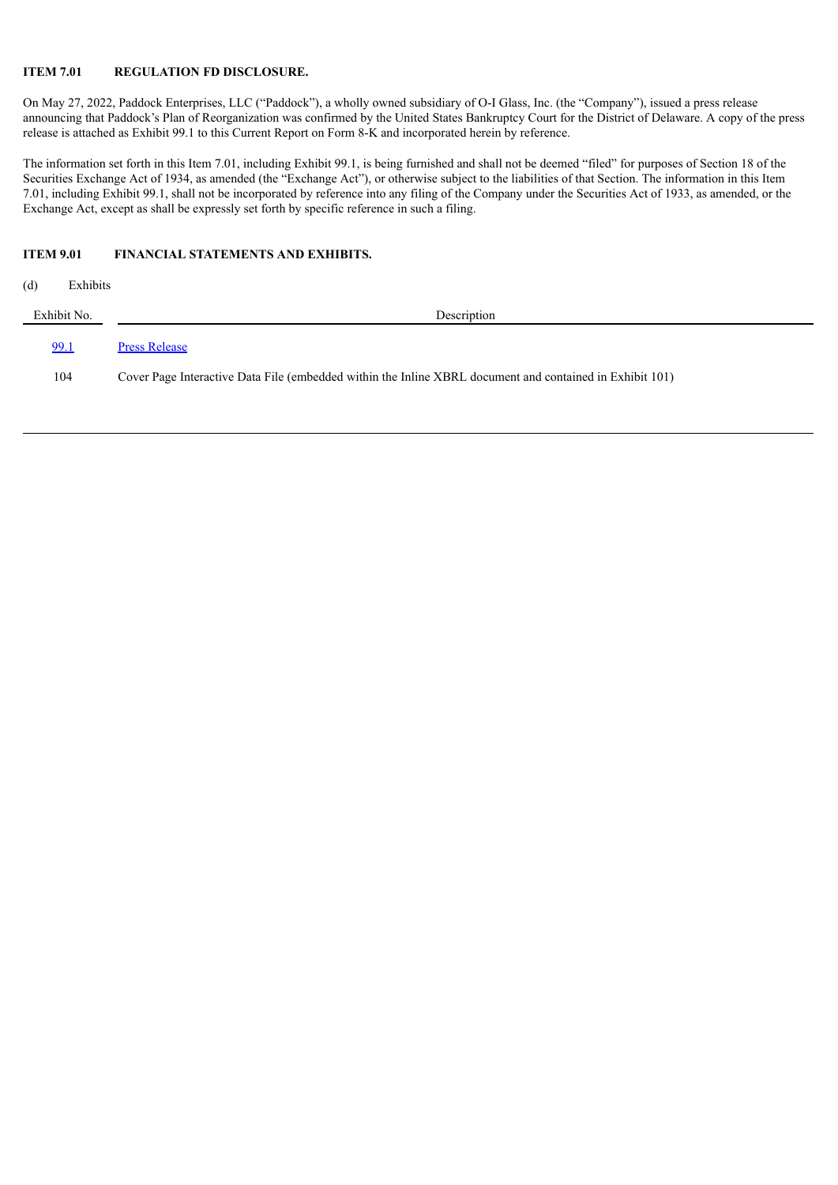**ITEM 7.01 REGULATION FD DISCLOSURE.**

On May 27, 2022, Paddock Enterprises, LLC ("Paddock"), a wholly owned subsidiary of O-I Glass, Inc. (the "Company"), issued a press release announcing that Paddock's Plan of Reorganization was confirmed by the United States Bankruptcy Court for the District of Delaware. A copy of the press release is attached as Exhibit 99.1 to this Current Report on Form 8-K and incorporated herein by reference.

The information set forth in this Item 7.01, including Exhibit 99.1, is being furnished and shall not be deemed "filed" for purposes of Section 18 of the Securities Exchange Act of 1934, as amended (the "Exchange Act"), or otherwise subject to the liabilities of that Section. The information in this Item 7.01, including Exhibit 99.1, shall not be incorporated by reference into any filing of the Company under the Securities Act of 1933, as amended, or the Exchange Act, except as shall be expressly set forth by specific reference in such a filing.

**ITEM 9.01 FINANCIAL STATEMENTS AND EXHIBITS.**

(d) Exhibits

| Exhibit No. | Description |
|---|---|
| 99.1 | Press Release |
| 104 | Cover Page Interactive Data File (embedded within the Inline XBRL document and contained in Exhibit 101) |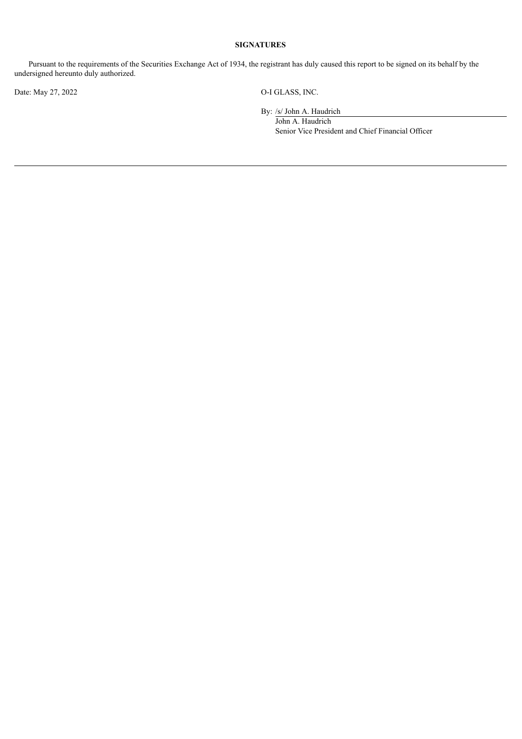**SIGNATURES**

Pursuant to the requirements of the Securities Exchange Act of 1934, the registrant has duly caused this report to be signed on its behalf by the undersigned hereunto duly authorized.

Date: May 27, 2022

O-I GLASS, INC.

By: /s/ John A. Haudrich

John A. Haudrich

Senior Vice President and Chief Financial Officer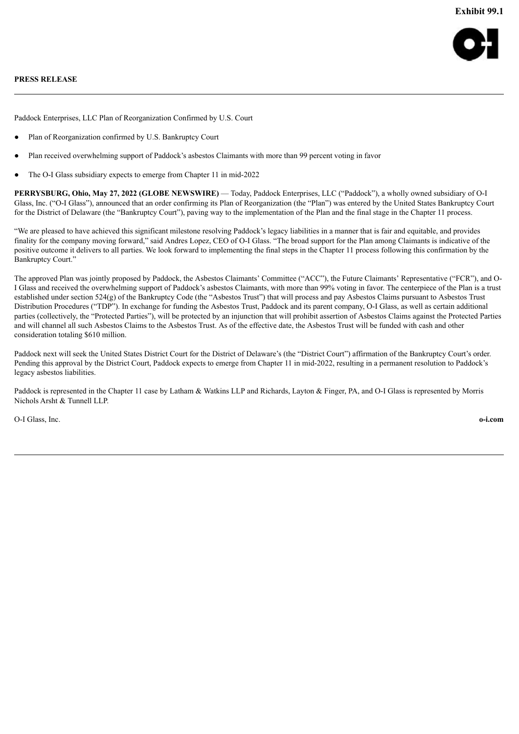Exhibit 99.1

**PRESS RELEASE**

Paddock Enterprises, LLC Plan of Reorganization Confirmed by U.S. Court

- Plan of Reorganization confirmed by U.S. Bankruptcy Court
- Plan received overwhelming support of Paddock's asbestos Claimants with more than 99 percent voting in favor
- The O-I Glass subsidiary expects to emerge from Chapter 11 in mid-2022

**PERRYSBURG, Ohio, May 27, 2022 (GLOBE NEWSWIRE)** — Today, Paddock Enterprises, LLC ("Paddock"), a wholly owned subsidiary of O-I Glass, Inc. ("O-I Glass"), announced that an order confirming its Plan of Reorganization (the "Plan") was entered by the United States Bankruptcy Court for the District of Delaware (the "Bankruptcy Court"), paving way to the implementation of the Plan and the final stage in the Chapter 11 process.

"We are pleased to have achieved this significant milestone resolving Paddock's legacy liabilities in a manner that is fair and equitable, and provides finality for the company moving forward," said Andres Lopez, CEO of O-I Glass. "The broad support for the Plan among Claimants is indicative of the positive outcome it delivers to all parties. We look forward to implementing the final steps in the Chapter 11 process following this confirmation by the Bankruptcy Court."

The approved Plan was jointly proposed by Paddock, the Asbestos Claimants' Committee ("ACC"), the Future Claimants' Representative ("FCR"), and O-I Glass and received the overwhelming support of Paddock's asbestos Claimants, with more than 99% voting in favor. The centerpiece of the Plan is a trust established under section 524(g) of the Bankruptcy Code (the "Asbestos Trust") that will process and pay Asbestos Claims pursuant to Asbestos Trust Distribution Procedures ("TDP"). In exchange for funding the Asbestos Trust, Paddock and its parent company, O-I Glass, as well as certain additional parties (collectively, the "Protected Parties"), will be protected by an injunction that will prohibit assertion of Asbestos Claims against the Protected Parties and will channel all such Asbestos Claims to the Asbestos Trust. As of the effective date, the Asbestos Trust will be funded with cash and other consideration totaling $610 million.

Paddock next will seek the United States District Court for the District of Delaware's (the "District Court") affirmation of the Bankruptcy Court's order. Pending this approval by the District Court, Paddock expects to emerge from Chapter 11 in mid-2022, resulting in a permanent resolution to Paddock's legacy asbestos liabilities.

Paddock is represented in the Chapter 11 case by Latham & Watkins LLP and Richards, Layton & Finger, PA, and O-I Glass is represented by Morris Nichols Arsht & Tunnell LLP.

O-I Glass, Inc. **o-i.com**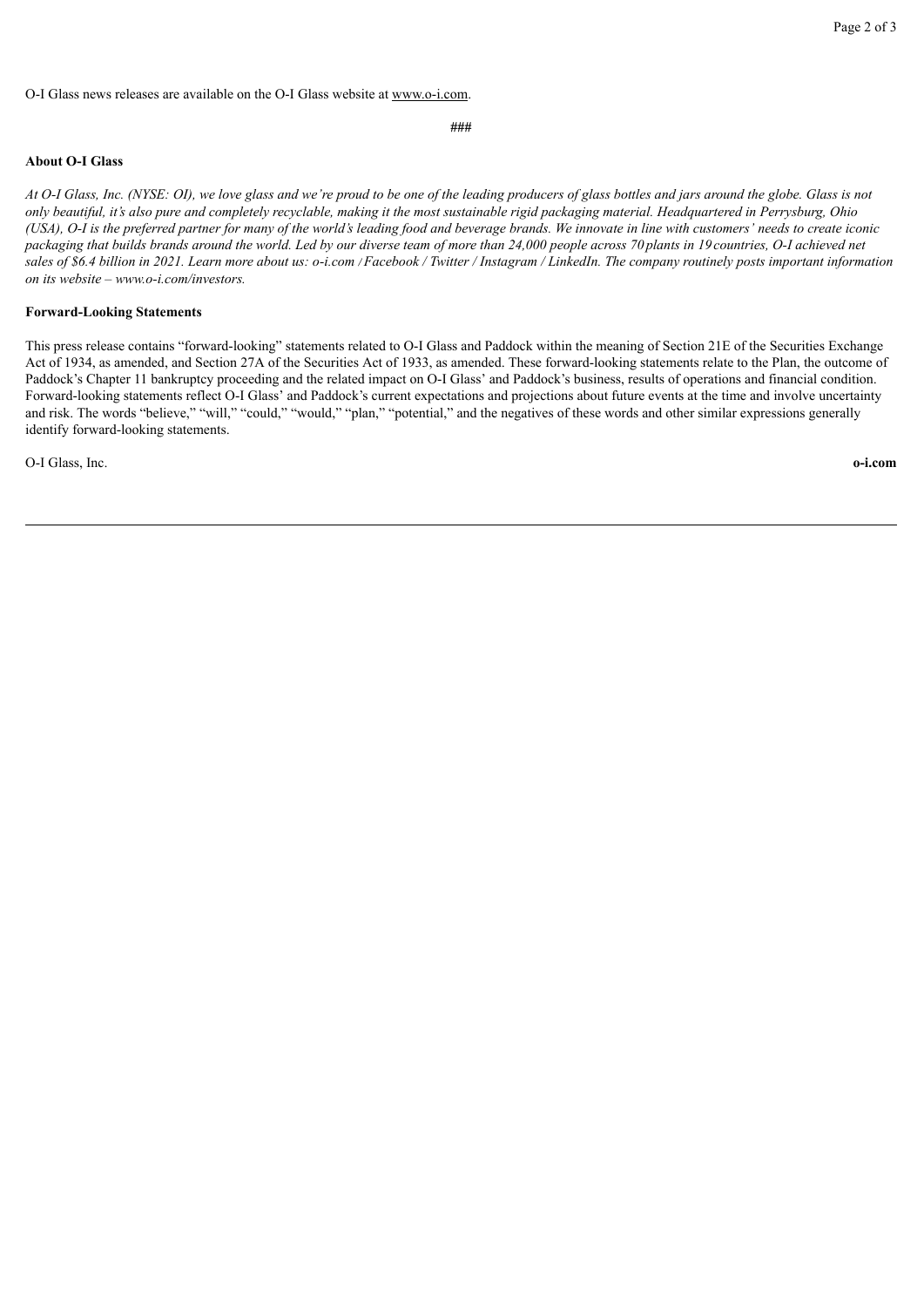O-I Glass news releases are available on the O-I Glass website at www.o-i.com.

###

**About O-I Glass**

*At O-I Glass, Inc. (NYSE: OI), we love glass and we're proud to be one of the leading producers of glass bottles and jars around the globe. Glass is not only beautiful, it's also pure and completely recyclable, making it the most sustainable rigid packaging material. Headquartered in Perrysburg, Ohio (USA), O-I is the preferred partner for many of the world's leading food and beverage brands. We innovate in line with customers' needs to create iconic packaging that builds brands around the world. Led by our diverse team of more than 24,000 people across 70 plants in 19 countries, O-I achieved net sales of $6.4 billion in 2021. Learn more about us: o-i.com / Facebook / Twitter / Instagram / LinkedIn. The company routinely posts important information on its website – www.o-i.com/investors.*

**Forward-Looking Statements**

This press release contains "forward-looking" statements related to O-I Glass and Paddock within the meaning of Section 21E of the Securities Exchange Act of 1934, as amended, and Section 27A of the Securities Act of 1933, as amended. These forward-looking statements relate to the Plan, the outcome of Paddock's Chapter 11 bankruptcy proceeding and the related impact on O-I Glass' and Paddock's business, results of operations and financial condition. Forward-looking statements reflect O-I Glass' and Paddock's current expectations and projections about future events at the time and involve uncertainty and risk. The words "believe," "will," "could," "would," "plan," "potential," and the negatives of these words and other similar expressions generally identify forward-looking statements.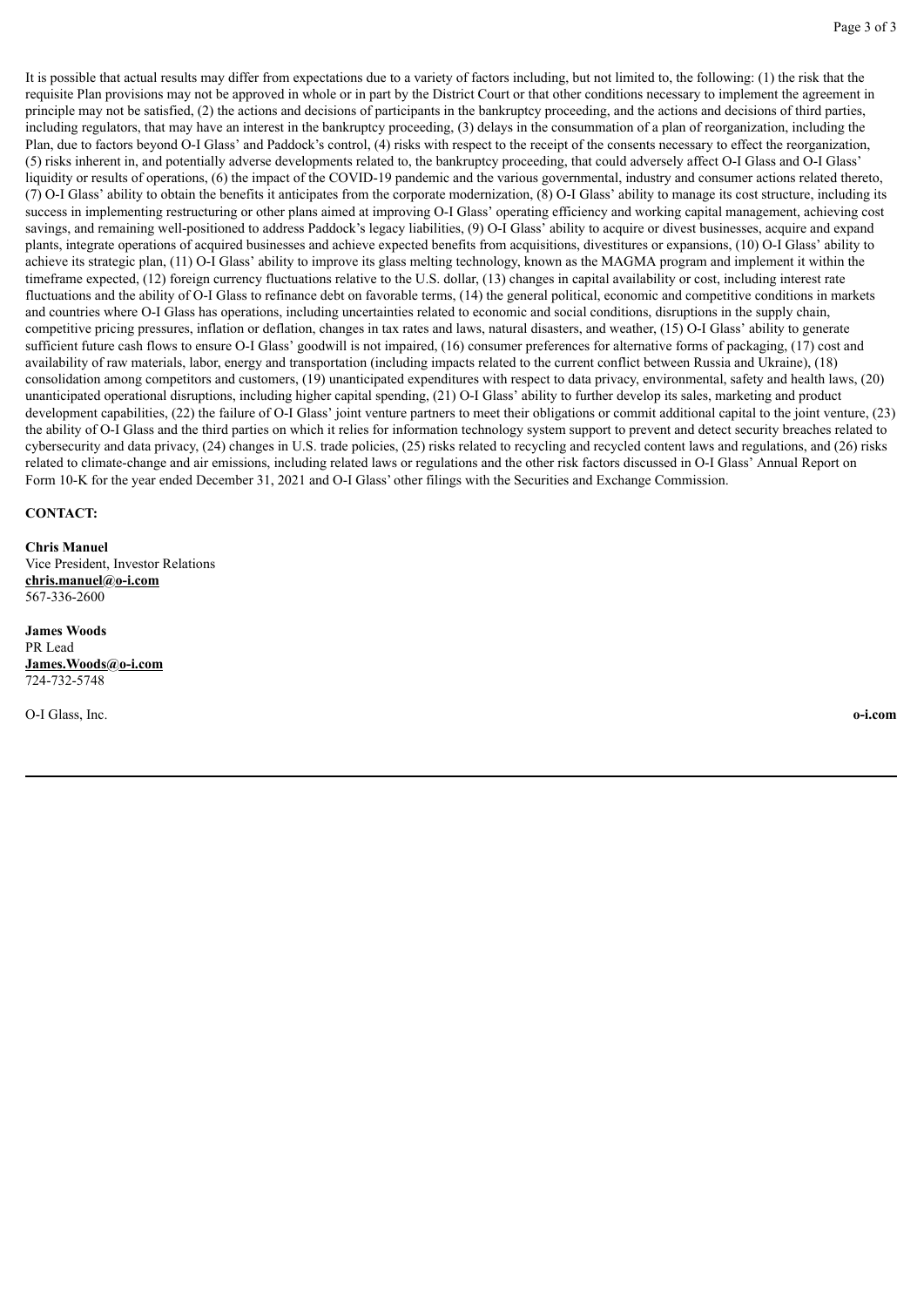It is possible that actual results may differ from expectations due to a variety of factors including, but not limited to, the following: (1) the risk that the requisite Plan provisions may not be approved in whole or in part by the District Court or that other conditions necessary to implement the agreement in principle may not be satisfied, (2) the actions and decisions of participants in the bankruptcy proceeding, and the actions and decisions of third parties, including regulators, that may have an interest in the bankruptcy proceeding, (3) delays in the consummation of a plan of reorganization, including the Plan, due to factors beyond O-I Glass' and Paddock's control, (4) risks with respect to the receipt of the consents necessary to effect the reorganization, (5) risks inherent in, and potentially adverse developments related to, the bankruptcy proceeding, that could adversely affect O-I Glass and O-I Glass' liquidity or results of operations, (6) the impact of the COVID-19 pandemic and the various governmental, industry and consumer actions related thereto, (7) O-I Glass' ability to obtain the benefits it anticipates from the corporate modernization, (8) O-I Glass' ability to manage its cost structure, including its success in implementing restructuring or other plans aimed at improving O-I Glass' operating efficiency and working capital management, achieving cost savings, and remaining well-positioned to address Paddock's legacy liabilities, (9) O-I Glass' ability to acquire or divest businesses, acquire and expand plants, integrate operations of acquired businesses and achieve expected benefits from acquisitions, divestitures or expansions, (10) O-I Glass' ability to achieve its strategic plan, (11) O-I Glass' ability to improve its glass melting technology, known as the MAGMA program and implement it within the timeframe expected, (12) foreign currency fluctuations relative to the U.S. dollar, (13) changes in capital availability or cost, including interest rate fluctuations and the ability of O-I Glass to refinance debt on favorable terms, (14) the general political, economic and competitive conditions in markets and countries where O-I Glass has operations, including uncertainties related to economic and social conditions, disruptions in the supply chain, competitive pricing pressures, inflation or deflation, changes in tax rates and laws, natural disasters, and weather, (15) O-I Glass' ability to generate sufficient future cash flows to ensure O-I Glass' goodwill is not impaired, (16) consumer preferences for alternative forms of packaging, (17) cost and availability of raw materials, labor, energy and transportation (including impacts related to the current conflict between Russia and Ukraine), (18) consolidation among competitors and customers, (19) unanticipated expenditures with respect to data privacy, environmental, safety and health laws, (20) unanticipated operational disruptions, including higher capital spending, (21) O-I Glass' ability to further develop its sales, marketing and product development capabilities, (22) the failure of O-I Glass' joint venture partners to meet their obligations or commit additional capital to the joint venture, (23) the ability of O-I Glass and the third parties on which it relies for information technology system support to prevent and detect security breaches related to cybersecurity and data privacy, (24) changes in U.S. trade policies, (25) risks related to recycling and recycled content laws and regulations, and (26) risks related to climate-change and air emissions, including related laws or regulations and the other risk factors discussed in O-I Glass' Annual Report on Form 10-K for the year ended December 31, 2021 and O-I Glass' other filings with the Securities and Exchange Commission.

**CONTACT:**

**Chris Manuel**
Vice President, Investor Relations
**chris.manuel@o-i.com**
567-336-2600

**James Woods**
PR Lead
**James.Woods@o-i.com**
724-732-5748

O-I Glass, Inc. **o-i.com**